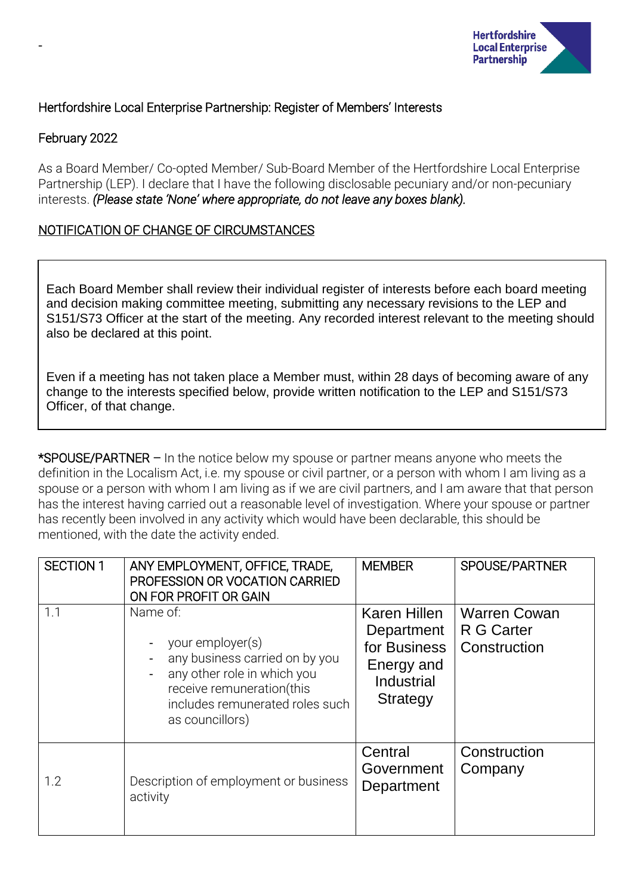-

Hertfordshire Local Enterprise Partnership: Register of Members' Interests

February 2022

As a Board Member/ Co-opted Member/ Sub-Board Member of the Hertfordshire Local Enterprise Partnership (LEP). I declare that I have the following disclosable pecuniary and/or non-pecuniary interests. *(Please state 'None' where appropriate, do not leave any boxes blank).*

<u>NOTIFICATION OF CHANGE OF CIRCUMSTANCES</u>

Each Board Member shall review their individual register of interests before each board meeting and decision making committee meeting, submitting any necessary revisions to the LEP and S151/S73 Officer at the start of the meeting. Any recorded interest relevant to the meeting should also be declared at this point.

Even if a meeting has not taken place a Member must, within 28 days of becoming aware of any change to the interests specified below, provide written notification to the LEP and S151/S73 Officer, of that change.

*SPOUSE/PARTNER – In the notice below my spouse or partner means anyone who meets the definition in the Localism Act, i.e. my spouse or civil partner, or a person with whom I am living as a spouse or a person with whom I am living as if we are civil partners, and I am aware that that person has the interest having carried out a reasonable level of investigation. Where your spouse or partner has recently been involved in any activity which would have been declarable, this should be mentioned, with the date the activity ended.

| SECTION 1 | ANY EMPLOYMENT, OFFICE, TRADE, PROFESSION OR VOCATION CARRIED ON FOR PROFIT OR GAIN | MEMBER | SPOUSE/PARTNER |
|---|---|---|---|
| 1.1 | Name of:<br>- your employer(s)<br>- any business carried on by you<br>- any other role in which you receive remuneration(this includes remunerated roles such as councillors) | Karen Hillen Department for Business Energy and Industrial Strategy | Warren Cowan R G Carter Construction |
| 1.2 | Description of employment or business activity | Central Government Department | Construction Company |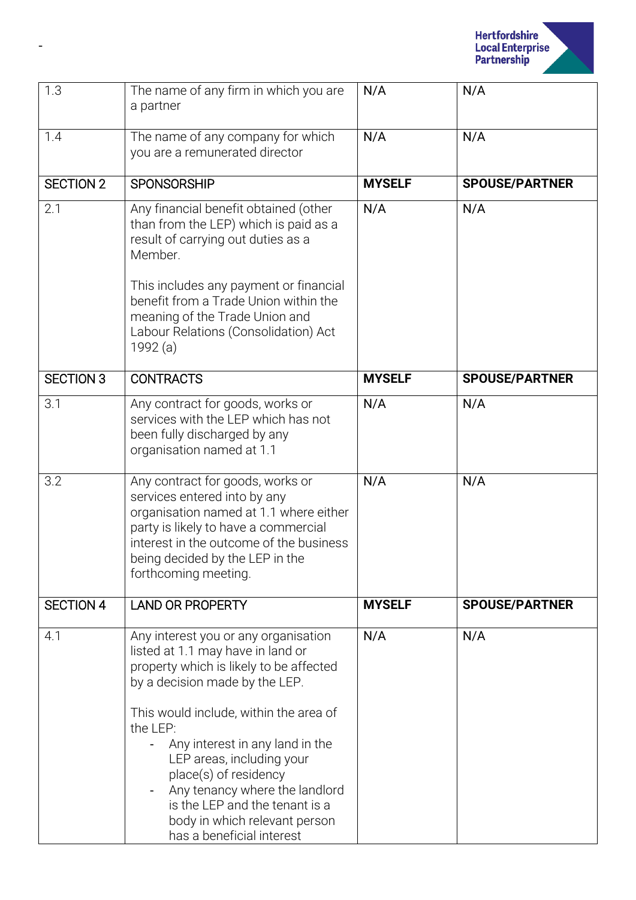| 1.3 | The name of any firm in which you are a partner | N/A | N/A |
|---|---|---|---|
| 1.4 | The name of any company for which you are a remunerated director | N/A | N/A |
| SECTION 2 | SPONSORSHIP | **MYSELF** | **SPOUSE/PARTNER** |
| 2.1 | Any financial benefit obtained (other than from the LEP) which is paid as a result of carrying out duties as a Member.<br><br>This includes any payment or financial benefit from a Trade Union within the meaning of the Trade Union and Labour Relations (Consolidation) Act 1992 (a) | N/A | N/A |
| SECTION 3 | CONTRACTS | **MYSELF** | **SPOUSE/PARTNER** |
| 3.1 | Any contract for goods, works or services with the LEP which has not been fully discharged by any organisation named at 1.1 | N/A | N/A |
| 3.2 | Any contract for goods, works or services entered into by any organisation named at 1.1 where either party is likely to have a commercial interest in the outcome of the business being decided by the LEP in the forthcoming meeting. | N/A | N/A |
| SECTION 4 | LAND OR PROPERTY | **MYSELF** | **SPOUSE/PARTNER** |
| 4.1 | Any interest you or any organisation listed at 1.1 may have in land or property which is likely to be affected by a decision made by the LEP.<br><br>This would include, within the area of the LEP:<br>- Any interest in any land in the LEP areas, including your place(s) of residency<br>- Any tenancy where the landlord is the LEP and the tenant is a body in which relevant person has a beneficial interest | N/A | N/A |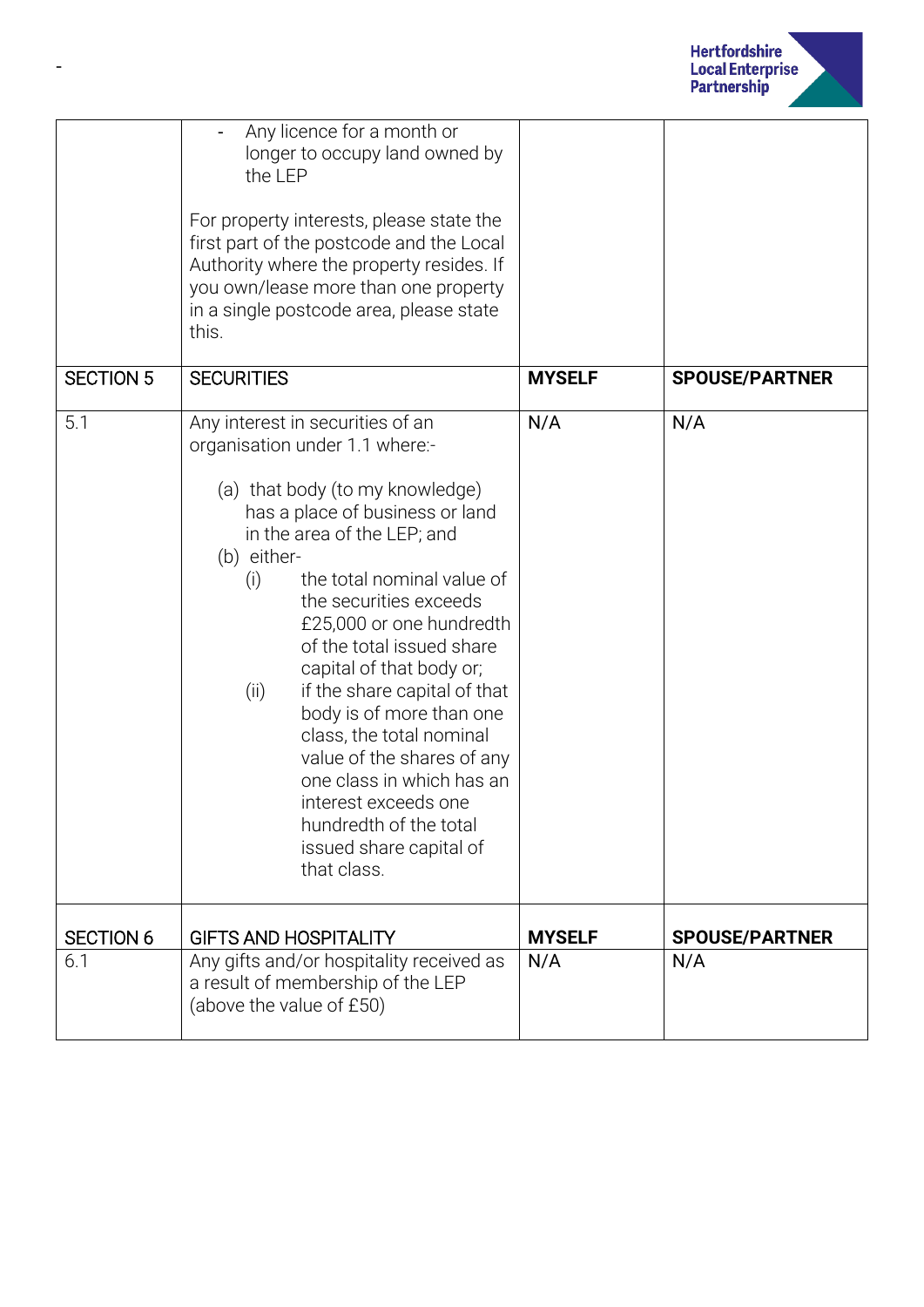| | - Any licence for a month or longer to occupy land owned by the LEP<br><br>For property interests, please state the first part of the postcode and the Local Authority where the property resides. If you own/lease more than one property in a single postcode area, please state this. | | |
|---|---|---|---|
| SECTION 5 | SECURITIES | **MYSELF** | **SPOUSE/PARTNER** |
| 5.1 | Any interest in securities of an organisation under 1.1 where:-<br><br>(a) that body (to my knowledge) has a place of business or land in the area of the LEP; and<br>(b) either-<br>(i) the total nominal value of the securities exceeds £25,000 or one hundredth of the total issued share capital of that body or;<br>(ii) if the share capital of that body is of more than one class, the total nominal value of the shares of any one class in which has an interest exceeds one hundredth of the total issued share capital of that class. | N/A | N/A |
| SECTION 6 | GIFTS AND HOSPITALITY | **MYSELF** | **SPOUSE/PARTNER** |
| 6.1 | Any gifts and/or hospitality received as a result of membership of the LEP (above the value of £50) | N/A | N/A |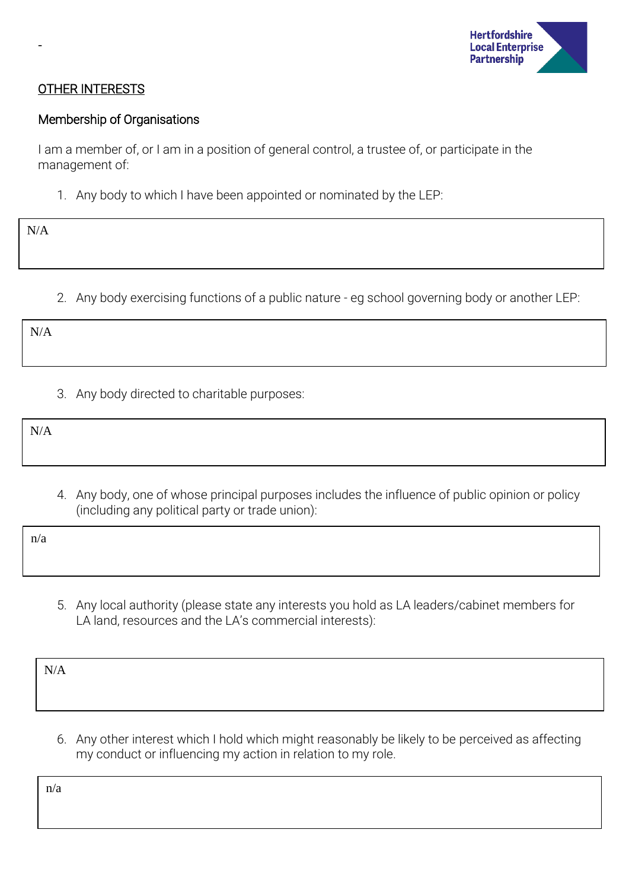-

OTHER INTERESTS

Membership of Organisations

I am a member of, or I am in a position of general control, a trustee of, or participate in the management of:

1. Any body to which I have been appointed or nominated by the LEP:

| N/A |
|---|

2. Any body exercising functions of a public nature - eg school governing body or another LEP:

| N/A |
|---|

3. Any body directed to charitable purposes:

| N/A |
|---|

4. Any body, one of whose principal purposes includes the influence of public opinion or policy (including any political party or trade union):

| n/a |
|---|

5. Any local authority (please state any interests you hold as LA leaders/cabinet members for LA land, resources and the LA's commercial interests):

| N/A |
|---|

6. Any other interest which I hold which might reasonably be likely to be perceived as affecting my conduct or influencing my action in relation to my role.

| n/a |
|---|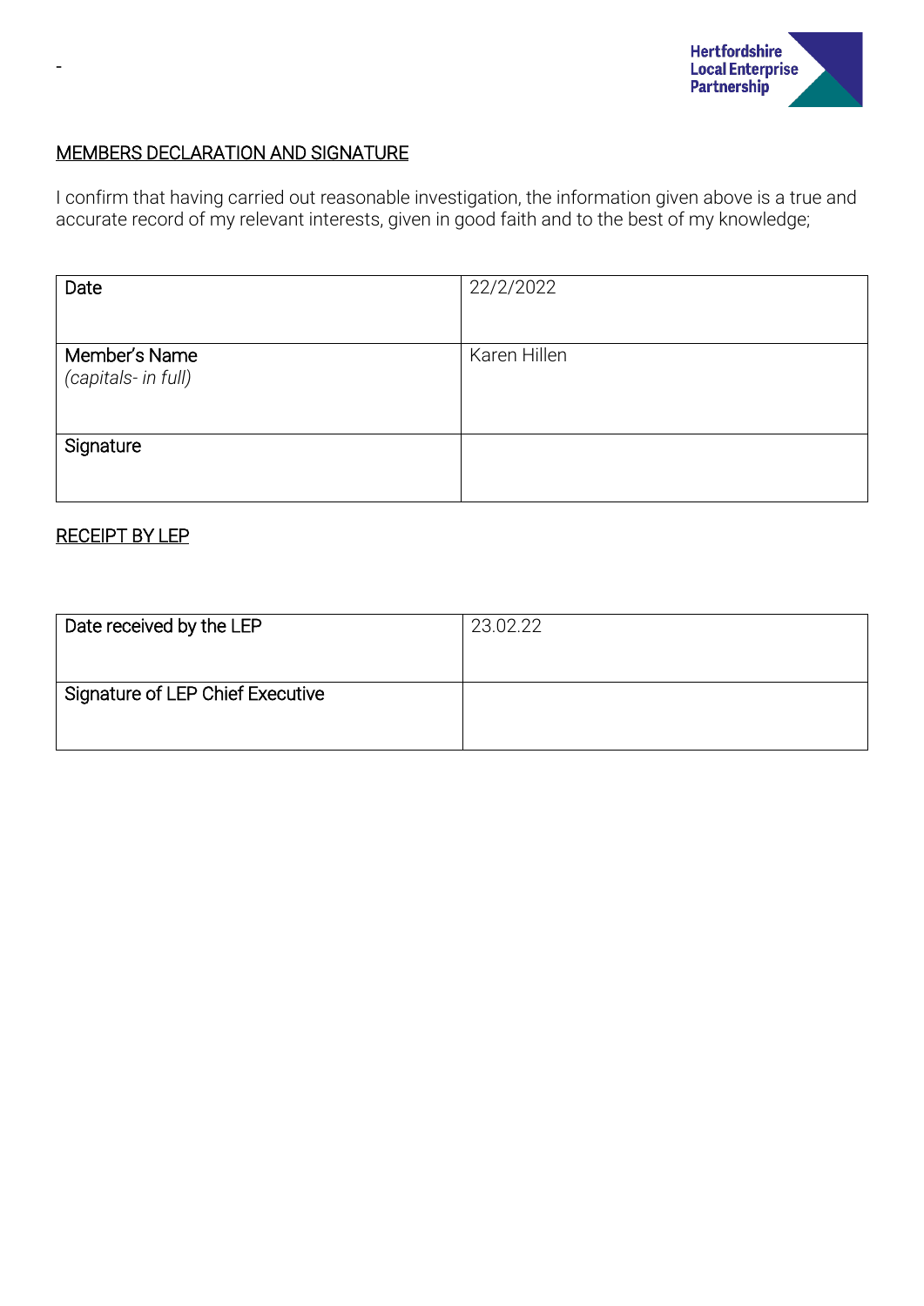-

## MEMBERS DECLARATION AND SIGNATURE

I confirm that having carried out reasonable investigation, the information given above is a true and accurate record of my relevant interests, given in good faith and to the best of my knowledge;

| | |
|---|---|
| Date | 22/2/2022 |
| Member's Name<br>*(capitals- in full)* | Karen Hillen |
| Signature | |

## RECEIPT BY LEP

| | |
|---|---|
| Date received by the LEP | 23.02.22 |
| Signature of LEP Chief Executive | |